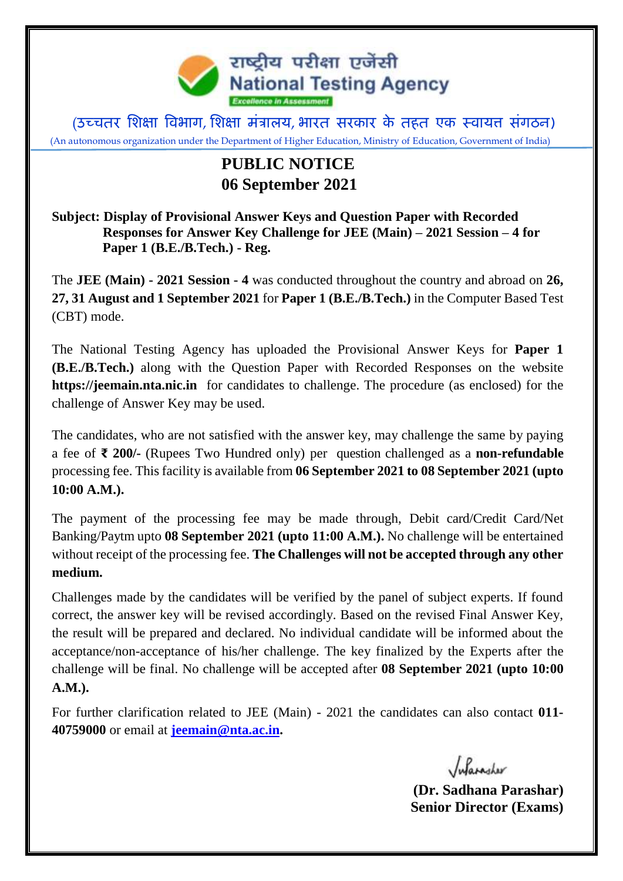राष्ट्रीय परीक्षा एजेंसी
National Testing Agency
Excellence in Assessment

(उच्चतर शिक्षा विभाग, शिक्षा मंत्रालय, भारत सरकार के तहत एक स्वायत्त संगठन)

(An autonomous organization under the Department of Higher Education, Ministry of Education, Government of India)

# PUBLIC NOTICE
## 06 September 2021

**Subject: Display of Provisional Answer Keys and Question Paper with Recorded Responses for Answer Key Challenge for JEE (Main) – 2021 Session – 4 for Paper 1 (B.E./B.Tech.) - Reg.**

The **JEE (Main) - 2021 Session - 4** was conducted throughout the country and abroad on **26, 27, 31 August and 1 September 2021** for **Paper 1 (B.E./B.Tech.)** in the Computer Based Test (CBT) mode.

The National Testing Agency has uploaded the Provisional Answer Keys for **Paper 1 (B.E./B.Tech.)** along with the Question Paper with Recorded Responses on the website **https://jeemain.nta.nic.in** for candidates to challenge. The procedure (as enclosed) for the challenge of Answer Key may be used.

The candidates, who are not satisfied with the answer key, may challenge the same by paying a fee of **₹ 200/-** (Rupees Two Hundred only) per question challenged as a **non-refundable** processing fee. This facility is available from **06 September 2021 to 08 September 2021 (upto 10:00 A.M.).**

The payment of the processing fee may be made through, Debit card/Credit Card/Net Banking/Paytm upto **08 September 2021 (upto 11:00 A.M.).** No challenge will be entertained without receipt of the processing fee. **The Challenges will not be accepted through any other medium.**

Challenges made by the candidates will be verified by the panel of subject experts. If found correct, the answer key will be revised accordingly. Based on the revised Final Answer Key, the result will be prepared and declared. No individual candidate will be informed about the acceptance/non-acceptance of his/her challenge. The key finalized by the Experts after the challenge will be final. No challenge will be accepted after **08 September 2021 (upto 10:00 A.M.).**

For further clarification related to JEE (Main) - 2021 the candidates can also contact **011-40759000** or email at **jeemain@nta.ac.in.**

**(Dr. Sadhana Parashar)**
**Senior Director (Exams)**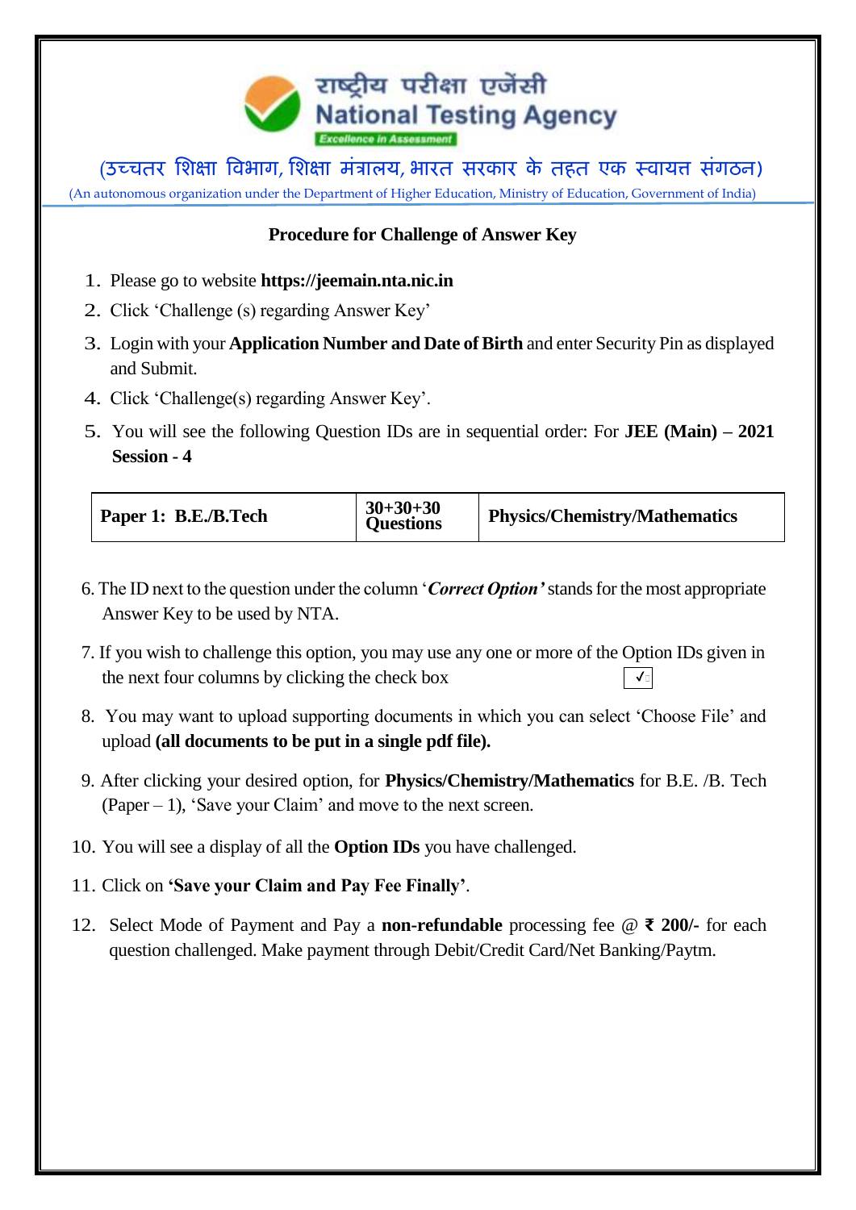राष्ट्रीय परीक्षा एजेंसी
National Testing Agency
Excellence in Assessment

(उच्चतर शिक्षा विभाग, शिक्षा मंत्रालय, भारत सरकार के तहत एक स्वायत्त संगठन)
(An autonomous organization under the Department of Higher Education, Ministry of Education, Government of India)

## Procedure for Challenge of Answer Key

1. Please go to website **https://jeemain.nta.nic.in**
2. Click 'Challenge (s) regarding Answer Key'
3. Login with your **Application Number and Date of Birth** and enter Security Pin as displayed and Submit.
4. Click 'Challenge(s) regarding Answer Key'.
5. You will see the following Question IDs are in sequential order: For **JEE (Main) – 2021 Session - 4**

| | | |
|---|---|---|
| **Paper 1: B.E./B.Tech** | **30+30+30 Questions** | **Physics/Chemistry/Mathematics** |

6. The ID next to the question under the column '***Correct Option'*** stands for the most appropriate Answer Key to be used by NTA.
7. If you wish to challenge this option, you may use any one or more of the Option IDs given in the next four columns by clicking the check box ✓
8. You may want to upload supporting documents in which you can select 'Choose File' and upload **(all documents to be put in a single pdf file).**
9. After clicking your desired option, for **Physics/Chemistry/Mathematics** for B.E. /B. Tech (Paper – 1), 'Save your Claim' and move to the next screen.
10. You will see a display of all the **Option IDs** you have challenged.
11. Click on **'Save your Claim and Pay Fee Finally'**.
12. Select Mode of Payment and Pay a **non-refundable** processing fee @ **₹ 200/-** for each question challenged. Make payment through Debit/Credit Card/Net Banking/Paytm.